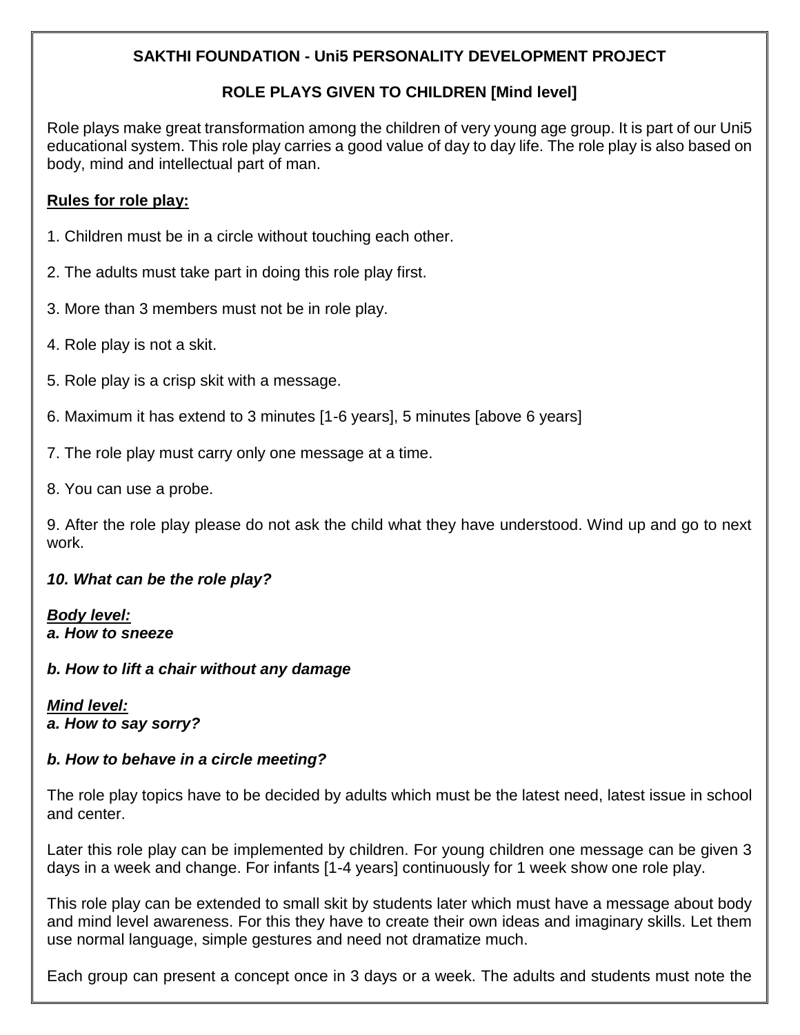## SAKTHI FOUNDATION - Uni5 PERSONALITY DEVELOPMENT PROJECT

## ROLE PLAYS GIVEN TO CHILDREN [Mind level]

Role plays make great transformation among the children of very young age group. It is part of our Uni5 educational system. This role play carries a good value of day to day life. The role play is also based on body, mind and intellectual part of man.

**Rules for role play:**

1. Children must be in a circle without touching each other.

2. The adults must take part in doing this role play first.

3. More than 3 members must not be in role play.

4. Role play is not a skit.

5. Role play is a crisp skit with a message.

6. Maximum it has extend to 3 minutes [1-6 years], 5 minutes [above 6 years]

7. The role play must carry only one message at a time.

8. You can use a probe.

9. After the role play please do not ask the child what they have understood. Wind up and go to next work.

***10. What can be the role play?***

***Body level:***
***a. How to sneeze***

***b. How to lift a chair without any damage***

***Mind level:***
***a. How to say sorry?***

***b. How to behave in a circle meeting?***

The role play topics have to be decided by adults which must be the latest need, latest issue in school and center.

Later this role play can be implemented by children. For young children one message can be given 3 days in a week and change. For infants [1-4 years] continuously for 1 week show one role play.

This role play can be extended to small skit by students later which must have a message about body and mind level awareness. For this they have to create their own ideas and imaginary skills. Let them use normal language, simple gestures and need not dramatize much.

Each group can present a concept once in 3 days or a week. The adults and students must note the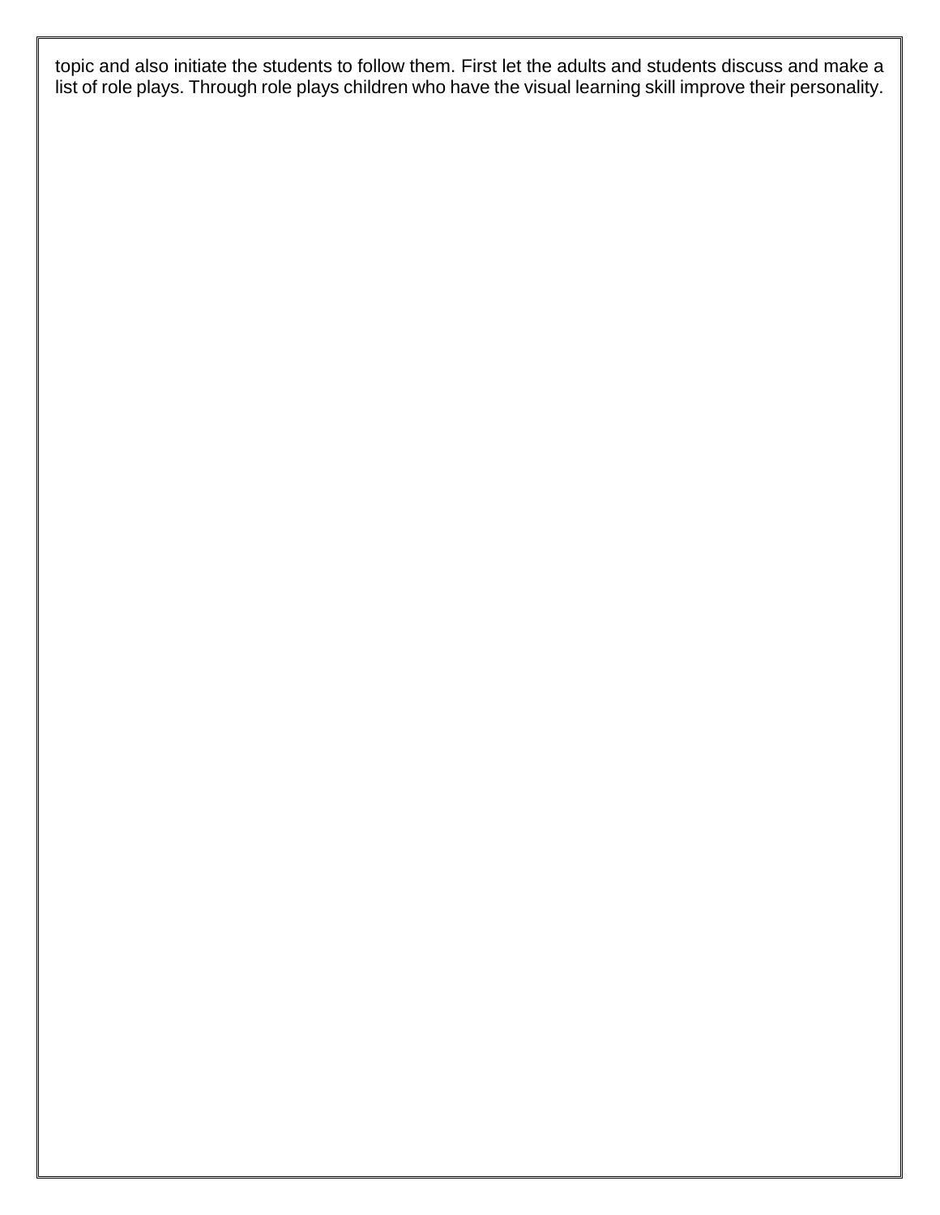topic and also initiate the students to follow them. First let the adults and students discuss and make a list of role plays. Through role plays children who have the visual learning skill improve their personality.